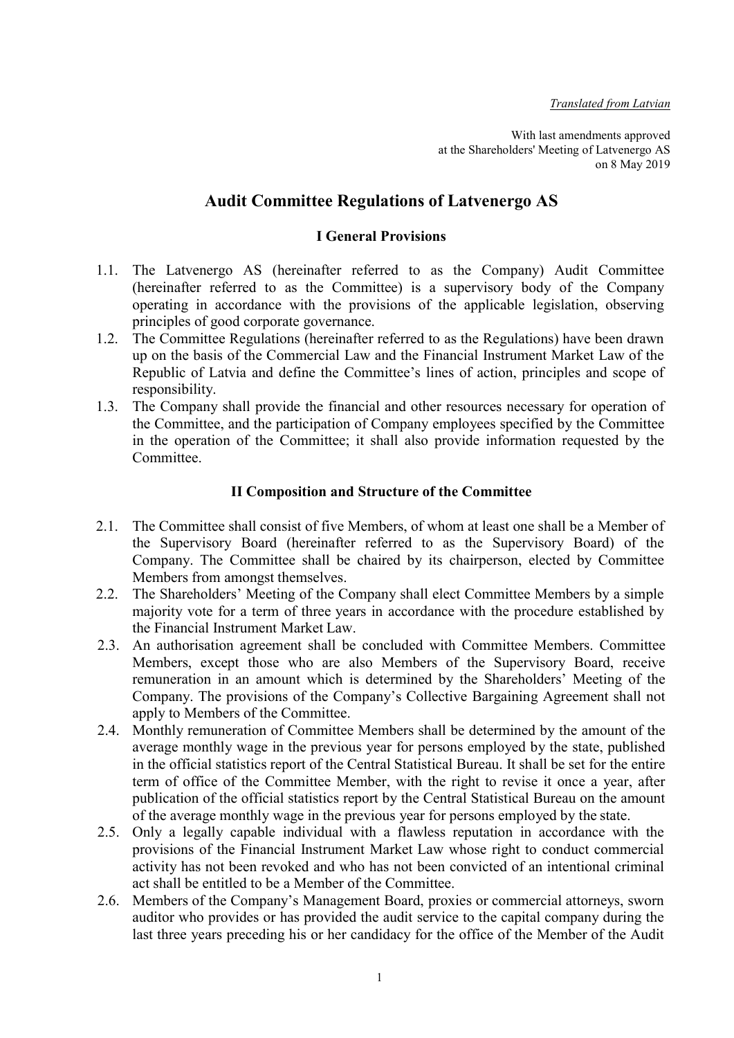*Translated from Latvian*

With last amendments approved
at the Shareholders' Meeting of Latvenergo AS
on 8 May 2019

# Audit Committee Regulations of Latvenergo AS

## I General Provisions

1.1. The Latvenergo AS (hereinafter referred to as the Company) Audit Committee (hereinafter referred to as the Committee) is a supervisory body of the Company operating in accordance with the provisions of the applicable legislation, observing principles of good corporate governance.

1.2. The Committee Regulations (hereinafter referred to as the Regulations) have been drawn up on the basis of the Commercial Law and the Financial Instrument Market Law of the Republic of Latvia and define the Committee's lines of action, principles and scope of responsibility.

1.3. The Company shall provide the financial and other resources necessary for operation of the Committee, and the participation of Company employees specified by the Committee in the operation of the Committee; it shall also provide information requested by the Committee.

## II Composition and Structure of the Committee

2.1. The Committee shall consist of five Members, of whom at least one shall be a Member of the Supervisory Board (hereinafter referred to as the Supervisory Board) of the Company. The Committee shall be chaired by its chairperson, elected by Committee Members from amongst themselves.

2.2. The Shareholders' Meeting of the Company shall elect Committee Members by a simple majority vote for a term of three years in accordance with the procedure established by the Financial Instrument Market Law.

2.3. An authorisation agreement shall be concluded with Committee Members. Committee Members, except those who are also Members of the Supervisory Board, receive remuneration in an amount which is determined by the Shareholders' Meeting of the Company. The provisions of the Company's Collective Bargaining Agreement shall not apply to Members of the Committee.

2.4. Monthly remuneration of Committee Members shall be determined by the amount of the average monthly wage in the previous year for persons employed by the state, published in the official statistics report of the Central Statistical Bureau. It shall be set for the entire term of office of the Committee Member, with the right to revise it once a year, after publication of the official statistics report by the Central Statistical Bureau on the amount of the average monthly wage in the previous year for persons employed by the state.

2.5. Only a legally capable individual with a flawless reputation in accordance with the provisions of the Financial Instrument Market Law whose right to conduct commercial activity has not been revoked and who has not been convicted of an intentional criminal act shall be entitled to be a Member of the Committee.

2.6. Members of the Company's Management Board, proxies or commercial attorneys, sworn auditor who provides or has provided the audit service to the capital company during the last three years preceding his or her candidacy for the office of the Member of the Audit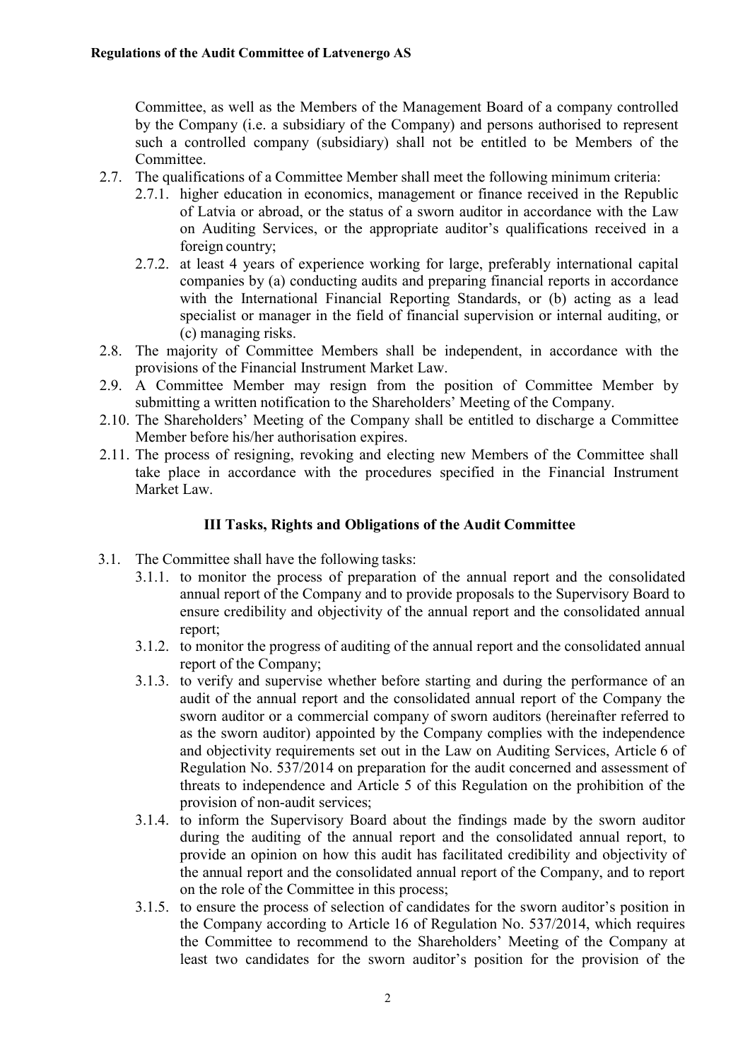Committee, as well as the Members of the Management Board of a company controlled by the Company (i.e. a subsidiary of the Company) and persons authorised to represent such a controlled company (subsidiary) shall not be entitled to be Members of the Committee.

2.7. The qualifications of a Committee Member shall meet the following minimum criteria:
   - 2.7.1. higher education in economics, management or finance received in the Republic of Latvia or abroad, or the status of a sworn auditor in accordance with the Law on Auditing Services, or the appropriate auditor's qualifications received in a foreign country;
   - 2.7.2. at least 4 years of experience working for large, preferably international capital companies by (a) conducting audits and preparing financial reports in accordance with the International Financial Reporting Standards, or (b) acting as a lead specialist or manager in the field of financial supervision or internal auditing, or (c) managing risks.

2.8. The majority of Committee Members shall be independent, in accordance with the provisions of the Financial Instrument Market Law.

2.9. A Committee Member may resign from the position of Committee Member by submitting a written notification to the Shareholders' Meeting of the Company.

2.10. The Shareholders' Meeting of the Company shall be entitled to discharge a Committee Member before his/her authorisation expires.

2.11. The process of resigning, revoking and electing new Members of the Committee shall take place in accordance with the procedures specified in the Financial Instrument Market Law.

## III Tasks, Rights and Obligations of the Audit Committee

3.1. The Committee shall have the following tasks:
   - 3.1.1. to monitor the process of preparation of the annual report and the consolidated annual report of the Company and to provide proposals to the Supervisory Board to ensure credibility and objectivity of the annual report and the consolidated annual report;
   - 3.1.2. to monitor the progress of auditing of the annual report and the consolidated annual report of the Company;
   - 3.1.3. to verify and supervise whether before starting and during the performance of an audit of the annual report and the consolidated annual report of the Company the sworn auditor or a commercial company of sworn auditors (hereinafter referred to as the sworn auditor) appointed by the Company complies with the independence and objectivity requirements set out in the Law on Auditing Services, Article 6 of Regulation No. 537/2014 on preparation for the audit concerned and assessment of threats to independence and Article 5 of this Regulation on the prohibition of the provision of non-audit services;
   - 3.1.4. to inform the Supervisory Board about the findings made by the sworn auditor during the auditing of the annual report and the consolidated annual report, to provide an opinion on how this audit has facilitated credibility and objectivity of the annual report and the consolidated annual report of the Company, and to report on the role of the Committee in this process;
   - 3.1.5. to ensure the process of selection of candidates for the sworn auditor's position in the Company according to Article 16 of Regulation No. 537/2014, which requires the Committee to recommend to the Shareholders' Meeting of the Company at least two candidates for the sworn auditor's position for the provision of the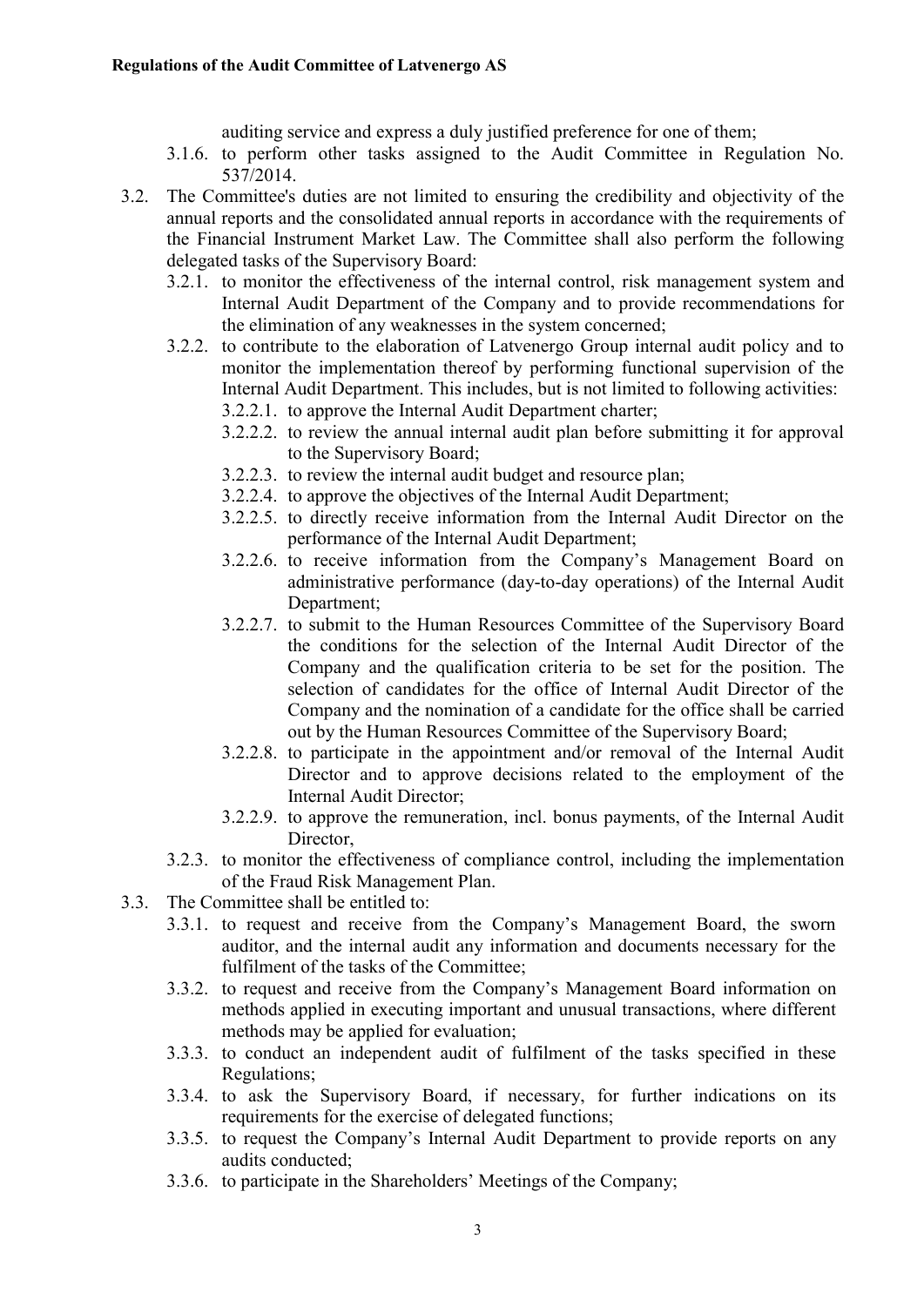auditing service and express a duly justified preference for one of them;

- 3.1.6. to perform other tasks assigned to the Audit Committee in Regulation No. 537/2014.
- 3.2. The Committee's duties are not limited to ensuring the credibility and objectivity of the annual reports and the consolidated annual reports in accordance with the requirements of the Financial Instrument Market Law. The Committee shall also perform the following delegated tasks of the Supervisory Board:
  - 3.2.1. to monitor the effectiveness of the internal control, risk management system and Internal Audit Department of the Company and to provide recommendations for the elimination of any weaknesses in the system concerned;
  - 3.2.2. to contribute to the elaboration of Latvenergo Group internal audit policy and to monitor the implementation thereof by performing functional supervision of the Internal Audit Department. This includes, but is not limited to following activities:
    - 3.2.2.1. to approve the Internal Audit Department charter;
    - 3.2.2.2. to review the annual internal audit plan before submitting it for approval to the Supervisory Board;
    - 3.2.2.3. to review the internal audit budget and resource plan;
    - 3.2.2.4. to approve the objectives of the Internal Audit Department;
    - 3.2.2.5. to directly receive information from the Internal Audit Director on the performance of the Internal Audit Department;
    - 3.2.2.6. to receive information from the Company's Management Board on administrative performance (day-to-day operations) of the Internal Audit Department;
    - 3.2.2.7. to submit to the Human Resources Committee of the Supervisory Board the conditions for the selection of the Internal Audit Director of the Company and the qualification criteria to be set for the position. The selection of candidates for the office of Internal Audit Director of the Company and the nomination of a candidate for the office shall be carried out by the Human Resources Committee of the Supervisory Board;
    - 3.2.2.8. to participate in the appointment and/or removal of the Internal Audit Director and to approve decisions related to the employment of the Internal Audit Director;
    - 3.2.2.9. to approve the remuneration, incl. bonus payments, of the Internal Audit Director,
  - 3.2.3. to monitor the effectiveness of compliance control, including the implementation of the Fraud Risk Management Plan.
- 3.3. The Committee shall be entitled to:
  - 3.3.1. to request and receive from the Company's Management Board, the sworn auditor, and the internal audit any information and documents necessary for the fulfilment of the tasks of the Committee;
  - 3.3.2. to request and receive from the Company's Management Board information on methods applied in executing important and unusual transactions, where different methods may be applied for evaluation;
  - 3.3.3. to conduct an independent audit of fulfilment of the tasks specified in these Regulations;
  - 3.3.4. to ask the Supervisory Board, if necessary, for further indications on its requirements for the exercise of delegated functions;
  - 3.3.5. to request the Company's Internal Audit Department to provide reports on any audits conducted;
  - 3.3.6. to participate in the Shareholders' Meetings of the Company;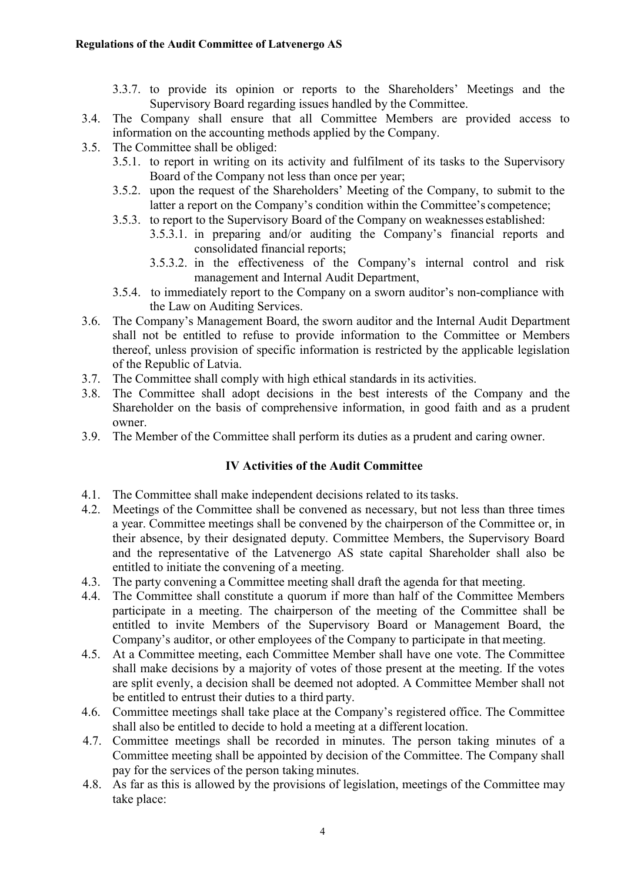3.3.7. to provide its opinion or reports to the Shareholders' Meetings and the Supervisory Board regarding issues handled by the Committee.

3.4. The Company shall ensure that all Committee Members are provided access to information on the accounting methods applied by the Company.

3.5. The Committee shall be obliged:

3.5.1. to report in writing on its activity and fulfilment of its tasks to the Supervisory Board of the Company not less than once per year;

3.5.2. upon the request of the Shareholders' Meeting of the Company, to submit to the latter a report on the Company's condition within the Committee's competence;

3.5.3. to report to the Supervisory Board of the Company on weaknesses established:

3.5.3.1. in preparing and/or auditing the Company's financial reports and consolidated financial reports;

3.5.3.2. in the effectiveness of the Company's internal control and risk management and Internal Audit Department,

3.5.4. to immediately report to the Company on a sworn auditor's non-compliance with the Law on Auditing Services.

3.6. The Company's Management Board, the sworn auditor and the Internal Audit Department shall not be entitled to refuse to provide information to the Committee or Members thereof, unless provision of specific information is restricted by the applicable legislation of the Republic of Latvia.

3.7. The Committee shall comply with high ethical standards in its activities.

3.8. The Committee shall adopt decisions in the best interests of the Company and the Shareholder on the basis of comprehensive information, in good faith and as a prudent owner.

3.9. The Member of the Committee shall perform its duties as a prudent and caring owner.

## IV Activities of the Audit Committee

4.1. The Committee shall make independent decisions related to its tasks.

4.2. Meetings of the Committee shall be convened as necessary, but not less than three times a year. Committee meetings shall be convened by the chairperson of the Committee or, in their absence, by their designated deputy. Committee Members, the Supervisory Board and the representative of the Latvenergo AS state capital Shareholder shall also be entitled to initiate the convening of a meeting.

4.3. The party convening a Committee meeting shall draft the agenda for that meeting.

4.4. The Committee shall constitute a quorum if more than half of the Committee Members participate in a meeting. The chairperson of the meeting of the Committee shall be entitled to invite Members of the Supervisory Board or Management Board, the Company's auditor, or other employees of the Company to participate in that meeting.

4.5. At a Committee meeting, each Committee Member shall have one vote. The Committee shall make decisions by a majority of votes of those present at the meeting. If the votes are split evenly, a decision shall be deemed not adopted. A Committee Member shall not be entitled to entrust their duties to a third party.

4.6. Committee meetings shall take place at the Company's registered office. The Committee shall also be entitled to decide to hold a meeting at a different location.

4.7. Committee meetings shall be recorded in minutes. The person taking minutes of a Committee meeting shall be appointed by decision of the Committee. The Company shall pay for the services of the person taking minutes.

4.8. As far as this is allowed by the provisions of legislation, meetings of the Committee may take place: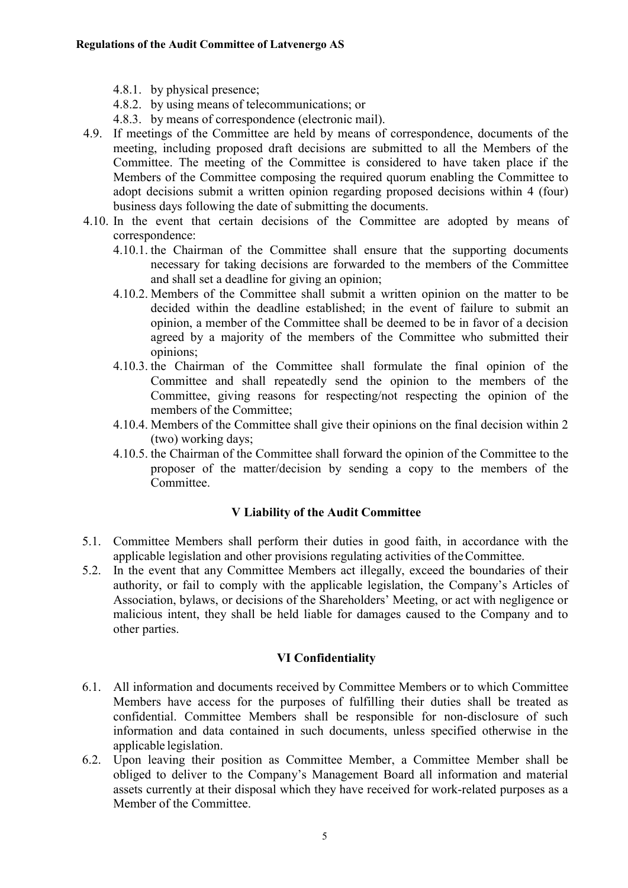- 4.8.1. by physical presence;
- 4.8.2. by using means of telecommunications; or
- 4.8.3. by means of correspondence (electronic mail).

4.9. If meetings of the Committee are held by means of correspondence, documents of the meeting, including proposed draft decisions are submitted to all the Members of the Committee. The meeting of the Committee is considered to have taken place if the Members of the Committee composing the required quorum enabling the Committee to adopt decisions submit a written opinion regarding proposed decisions within 4 (four) business days following the date of submitting the documents.

4.10. In the event that certain decisions of the Committee are adopted by means of correspondence:

- 4.10.1. the Chairman of the Committee shall ensure that the supporting documents necessary for taking decisions are forwarded to the members of the Committee and shall set a deadline for giving an opinion;
- 4.10.2. Members of the Committee shall submit a written opinion on the matter to be decided within the deadline established; in the event of failure to submit an opinion, a member of the Committee shall be deemed to be in favor of a decision agreed by a majority of the members of the Committee who submitted their opinions;
- 4.10.3. the Chairman of the Committee shall formulate the final opinion of the Committee and shall repeatedly send the opinion to the members of the Committee, giving reasons for respecting/not respecting the opinion of the members of the Committee;
- 4.10.4. Members of the Committee shall give their opinions on the final decision within 2 (two) working days;
- 4.10.5. the Chairman of the Committee shall forward the opinion of the Committee to the proposer of the matter/decision by sending a copy to the members of the Committee.

## V Liability of the Audit Committee

5.1. Committee Members shall perform their duties in good faith, in accordance with the applicable legislation and other provisions regulating activities of the Committee.

5.2. In the event that any Committee Members act illegally, exceed the boundaries of their authority, or fail to comply with the applicable legislation, the Company's Articles of Association, bylaws, or decisions of the Shareholders' Meeting, or act with negligence or malicious intent, they shall be held liable for damages caused to the Company and to other parties.

## VI Confidentiality

6.1. All information and documents received by Committee Members or to which Committee Members have access for the purposes of fulfilling their duties shall be treated as confidential. Committee Members shall be responsible for non-disclosure of such information and data contained in such documents, unless specified otherwise in the applicable legislation.

6.2. Upon leaving their position as Committee Member, a Committee Member shall be obliged to deliver to the Company's Management Board all information and material assets currently at their disposal which they have received for work-related purposes as a Member of the Committee.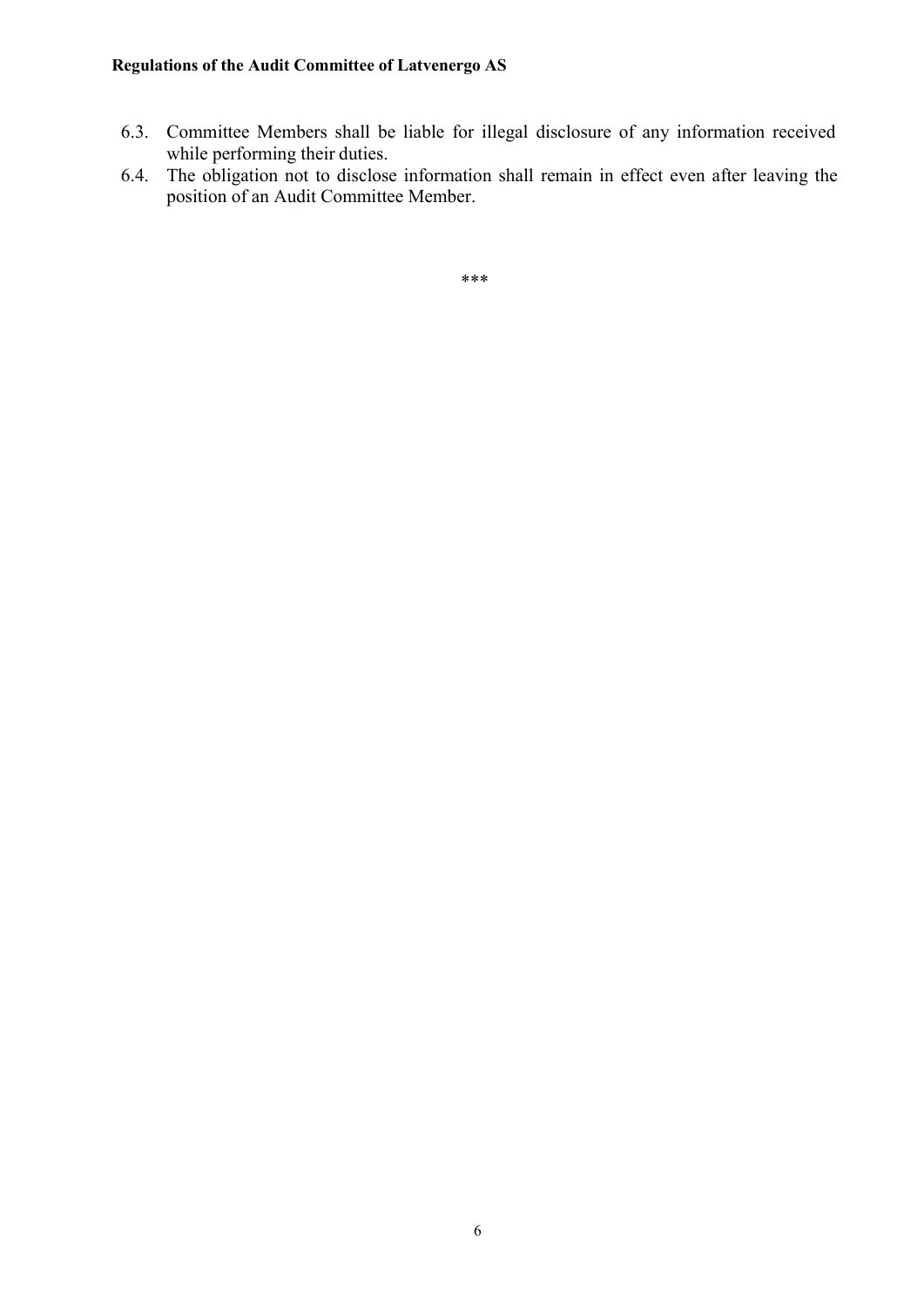6.3. Committee Members shall be liable for illegal disclosure of any information received while performing their duties.
6.4. The obligation not to disclose information shall remain in effect even after leaving the position of an Audit Committee Member.

***